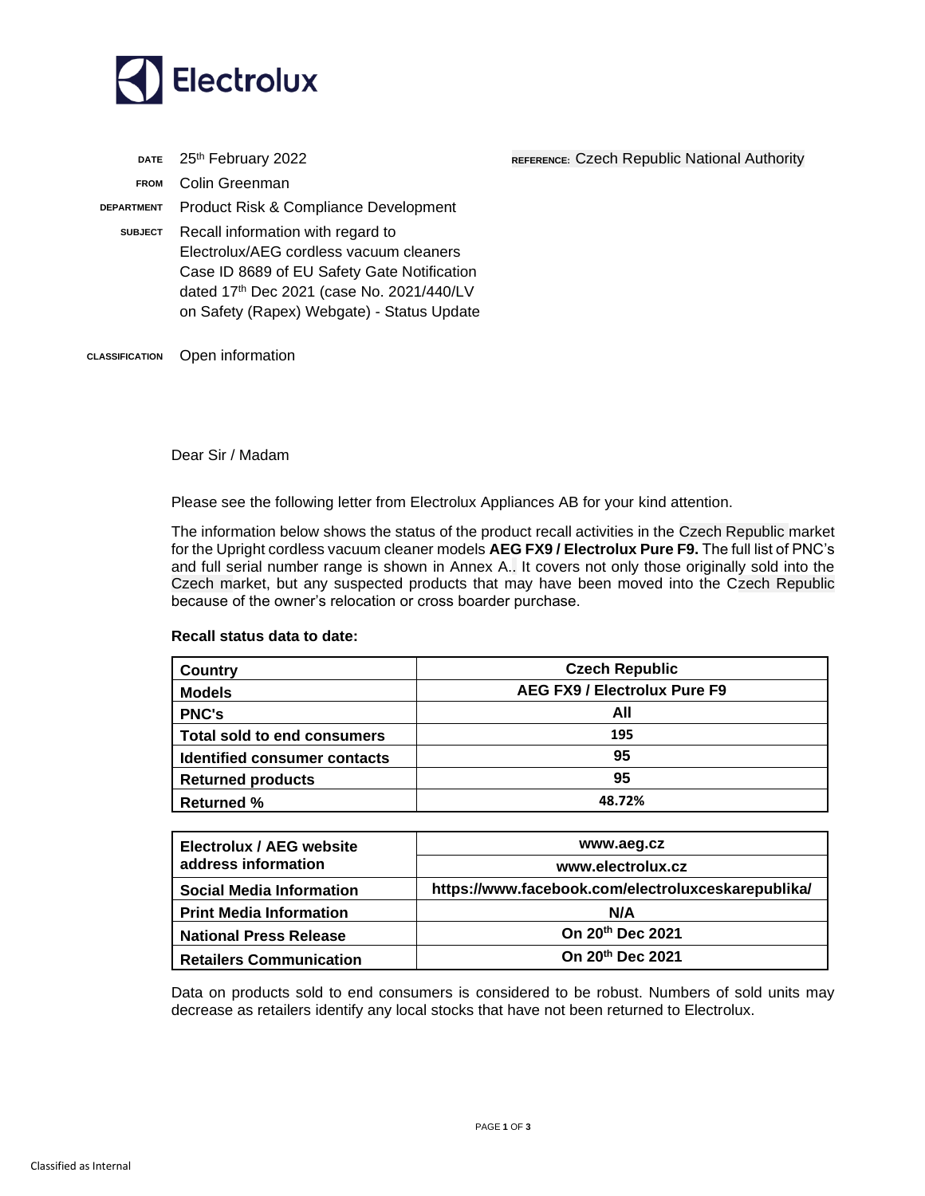Electrolux

| | |
|---|---|
| DATE | 25th February 2022 |
| FROM | Colin Greenman |
| DEPARTMENT | Product Risk & Compliance Development |
| SUBJECT | Recall information with regard to Electrolux/AEG cordless vacuum cleaners Case ID 8689 of EU Safety Gate Notification dated 17th Dec 2021 (case No. 2021/440/LV on Safety (Rapex) Webgate) - Status Update |
| CLASSIFICATION | Open information |

REFERENCE: Czech Republic National Authority

Dear Sir / Madam

Please see the following letter from Electrolux Appliances AB for your kind attention.

The information below shows the status of the product recall activities in the Czech Republic market for the Upright cordless vacuum cleaner models **AEG FX9 / Electrolux Pure F9.** The full list of PNC's and full serial number range is shown in Annex A.. It covers not only those originally sold into the Czech market, but any suspected products that may have been moved into the Czech Republic because of the owner's relocation or cross boarder purchase.

**Recall status data to date:**

| Country | Czech Republic |
|---|---|
| **Models** | **AEG FX9 / Electrolux Pure F9** |
| **PNC's** | **All** |
| **Total sold to end consumers** | **195** |
| **Identified consumer contacts** | **95** |
| **Returned products** | **95** |
| **Returned %** | **48.72%** |

| | |
|---|---|
| **Electrolux / AEG website address information** | **www.aeg.cz** |
| | **www.electrolux.cz** |
| **Social Media Information** | **https://www.facebook.com/electroluxceskarepublika/** |
| **Print Media Information** | **N/A** |
| **National Press Release** | **On 20th Dec 2021** |
| **Retailers Communication** | **On 20th Dec 2021** |

Data on products sold to end consumers is considered to be robust. Numbers of sold units may decrease as retailers identify any local stocks that have not been returned to Electrolux.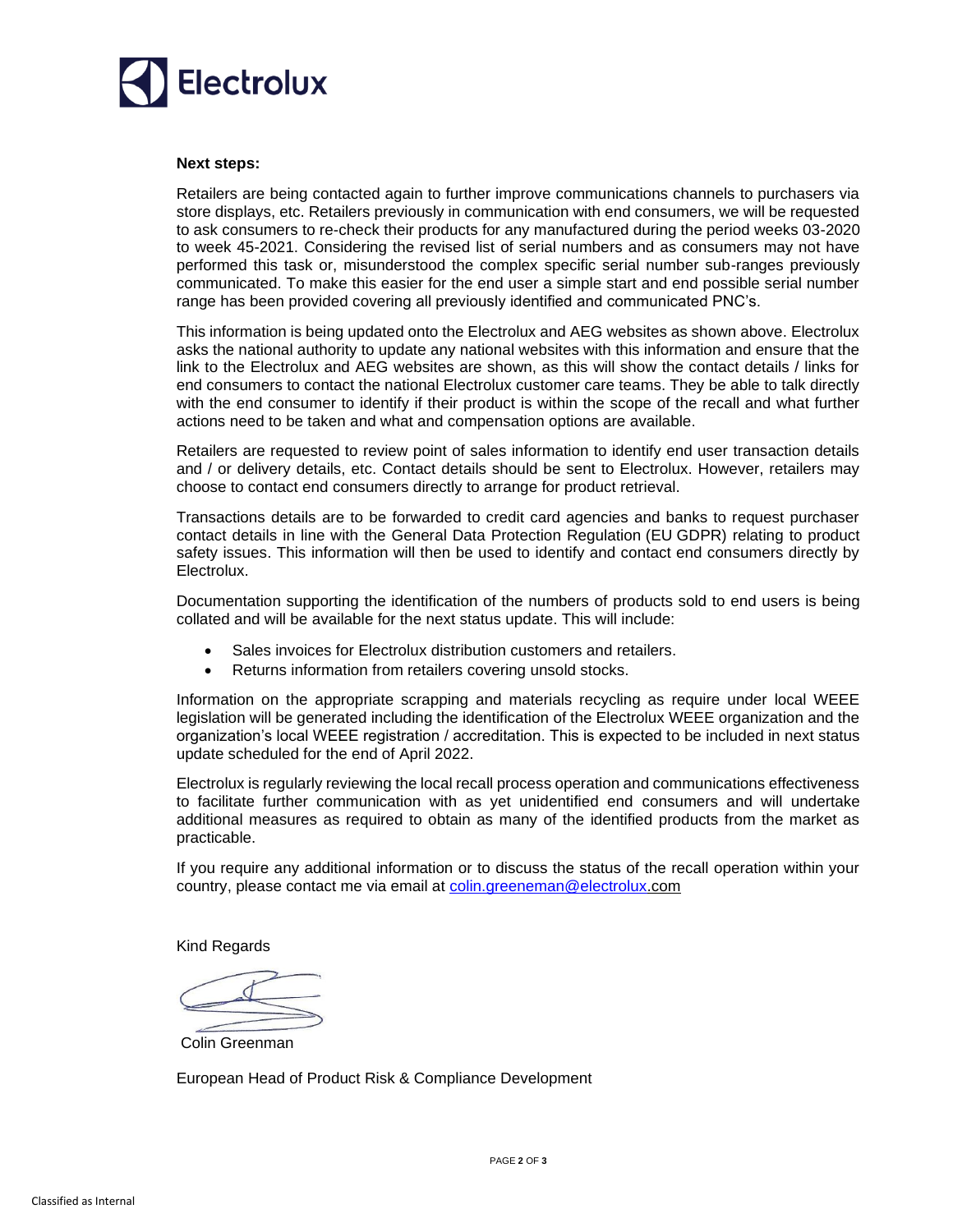**Next steps:**

Retailers are being contacted again to further improve communications channels to purchasers via store displays, etc. Retailers previously in communication with end consumers, we will be requested to ask consumers to re-check their products for any manufactured during the period weeks 03-2020 to week 45-2021. Considering the revised list of serial numbers and as consumers may not have performed this task or, misunderstood the complex specific serial number sub-ranges previously communicated. To make this easier for the end user a simple start and end possible serial number range has been provided covering all previously identified and communicated PNC's.

This information is being updated onto the Electrolux and AEG websites as shown above. Electrolux asks the national authority to update any national websites with this information and ensure that the link to the Electrolux and AEG websites are shown, as this will show the contact details / links for end consumers to contact the national Electrolux customer care teams. They be able to talk directly with the end consumer to identify if their product is within the scope of the recall and what further actions need to be taken and what and compensation options are available.

Retailers are requested to review point of sales information to identify end user transaction details and / or delivery details, etc. Contact details should be sent to Electrolux. However, retailers may choose to contact end consumers directly to arrange for product retrieval.

Transactions details are to be forwarded to credit card agencies and banks to request purchaser contact details in line with the General Data Protection Regulation (EU GDPR) relating to product safety issues. This information will then be used to identify and contact end consumers directly by Electrolux.

Documentation supporting the identification of the numbers of products sold to end users is being collated and will be available for the next status update. This will include:

- Sales invoices for Electrolux distribution customers and retailers.
- Returns information from retailers covering unsold stocks.

Information on the appropriate scrapping and materials recycling as require under local WEEE legislation will be generated including the identification of the Electrolux WEEE organization and the organization's local WEEE registration / accreditation. This is expected to be included in next status update scheduled for the end of April 2022.

Electrolux is regularly reviewing the local recall process operation and communications effectiveness to facilitate further communication with as yet unidentified end consumers and will undertake additional measures as required to obtain as many of the identified products from the market as practicable.

If you require any additional information or to discuss the status of the recall operation within your country, please contact me via email at colin.greeneman@electrolux.com

Kind Regards

Colin Greenman

European Head of Product Risk & Compliance Development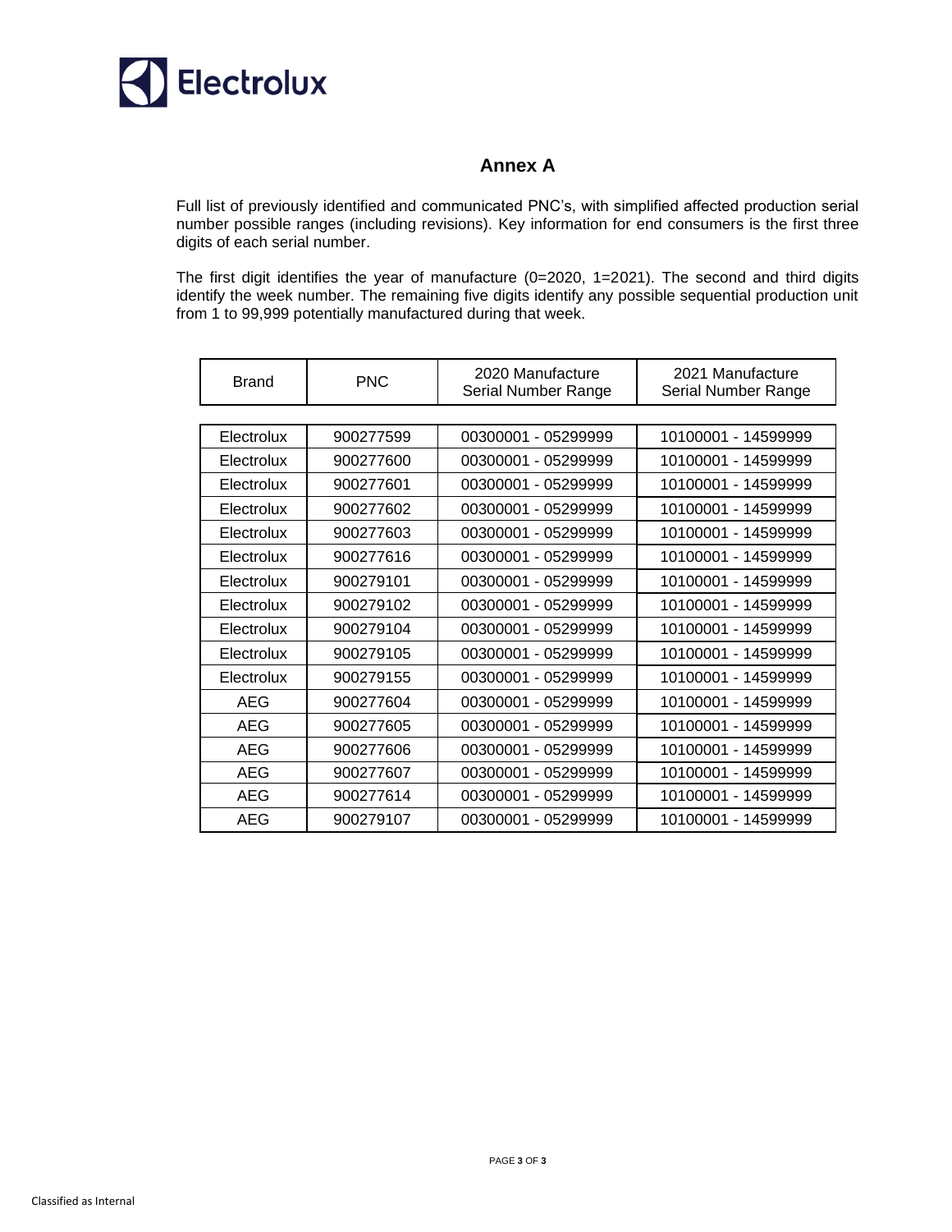## Annex A

Full list of previously identified and communicated PNC's, with simplified affected production serial number possible ranges (including revisions). Key information for end consumers is the first three digits of each serial number.

The first digit identifies the year of manufacture (0=2020, 1=2021). The second and third digits identify the week number. The remaining five digits identify any possible sequential production unit from 1 to 99,999 potentially manufactured during that week.

| Brand | PNC | 2020 Manufacture Serial Number Range | 2021 Manufacture Serial Number Range |
|---|---|---|---|
| Electrolux | 900277599 | 00300001 - 05299999 | 10100001 - 14599999 |
| Electrolux | 900277600 | 00300001 - 05299999 | 10100001 - 14599999 |
| Electrolux | 900277601 | 00300001 - 05299999 | 10100001 - 14599999 |
| Electrolux | 900277602 | 00300001 - 05299999 | 10100001 - 14599999 |
| Electrolux | 900277603 | 00300001 - 05299999 | 10100001 - 14599999 |
| Electrolux | 900277616 | 00300001 - 05299999 | 10100001 - 14599999 |
| Electrolux | 900279101 | 00300001 - 05299999 | 10100001 - 14599999 |
| Electrolux | 900279102 | 00300001 - 05299999 | 10100001 - 14599999 |
| Electrolux | 900279104 | 00300001 - 05299999 | 10100001 - 14599999 |
| Electrolux | 900279105 | 00300001 - 05299999 | 10100001 - 14599999 |
| Electrolux | 900279155 | 00300001 - 05299999 | 10100001 - 14599999 |
| AEG | 900277604 | 00300001 - 05299999 | 10100001 - 14599999 |
| AEG | 900277605 | 00300001 - 05299999 | 10100001 - 14599999 |
| AEG | 900277606 | 00300001 - 05299999 | 10100001 - 14599999 |
| AEG | 900277607 | 00300001 - 05299999 | 10100001 - 14599999 |
| AEG | 900277614 | 00300001 - 05299999 | 10100001 - 14599999 |
| AEG | 900279107 | 00300001 - 05299999 | 10100001 - 14599999 |

Classified as Internal